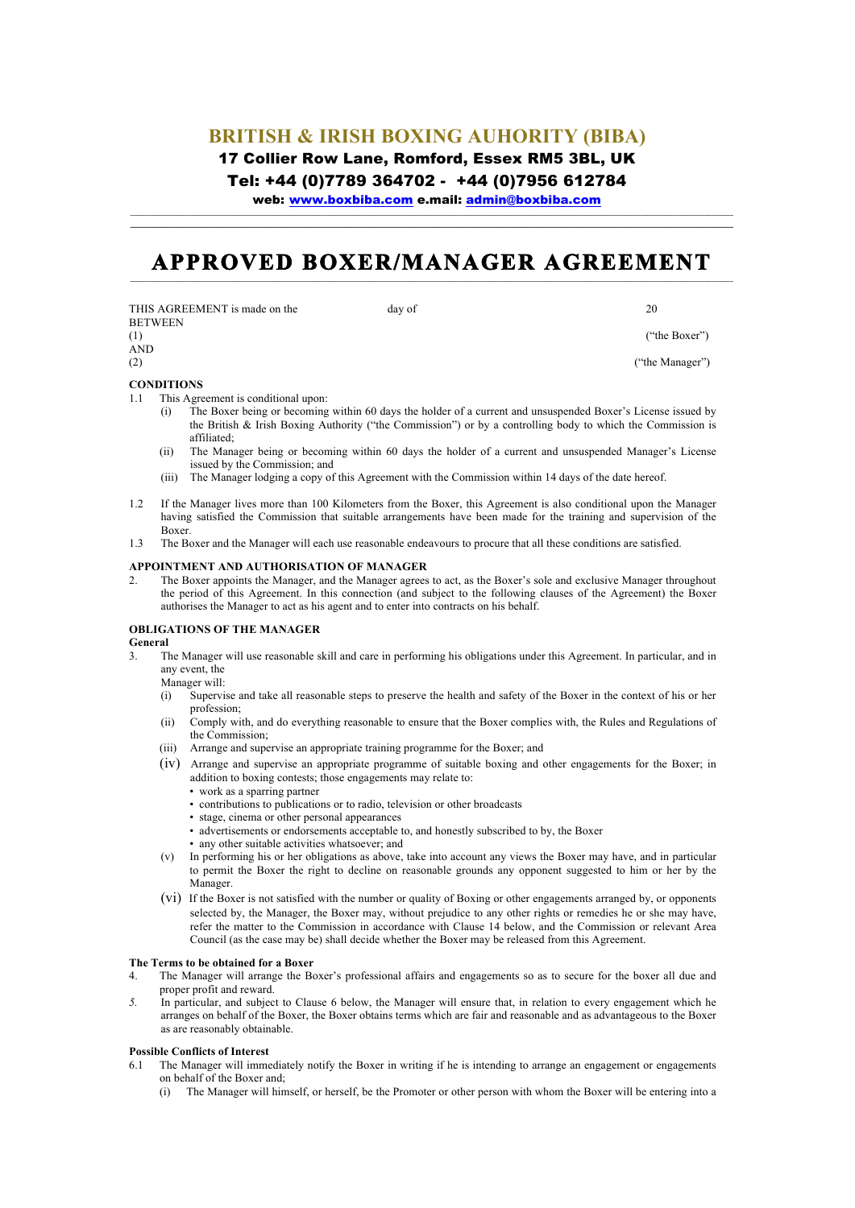# BRITISH & IRISH BOXING AUHORITY (BIBA)

**17 Collier Row Lane, Romford, Essex RM5 3BL, UK**

**Tel: +44 (0)7789 364702 - +44 (0)7956 612784**

**web: www.boxbiba.com e.mail: admin@boxbiba.com**

# APPROVED BOXER/MANAGER AGREEMENT

THIS AGREEMENT is made on the day of 20

BETWEEN

(1) ("the Boxer")

AND

(2) ("the Manager")

**CONDITIONS**

1.1 This Agreement is conditional upon:

(i) The Boxer being or becoming within 60 days the holder of a current and unsuspended Boxer's License issued by the British & Irish Boxing Authority ("the Commission") or by a controlling body to which the Commission is affiliated;

(ii) The Manager being or becoming within 60 days the holder of a current and unsuspended Manager's License issued by the Commission; and

(iii) The Manager lodging a copy of this Agreement with the Commission within 14 days of the date hereof.

1.2 If the Manager lives more than 100 Kilometers from the Boxer, this Agreement is also conditional upon the Manager having satisfied the Commission that suitable arrangements have been made for the training and supervision of the Boxer.

1.3 The Boxer and the Manager will each use reasonable endeavours to procure that all these conditions are satisfied.

**APPOINTMENT AND AUTHORISATION OF MANAGER**

2. The Boxer appoints the Manager, and the Manager agrees to act, as the Boxer's sole and exclusive Manager throughout the period of this Agreement. In this connection (and subject to the following clauses of the Agreement) the Boxer authorises the Manager to act as his agent and to enter into contracts on his behalf.

**OBLIGATIONS OF THE MANAGER**

**General**

3. The Manager will use reasonable skill and care in performing his obligations under this Agreement. In particular, and in any event, the Manager will:

(i) Supervise and take all reasonable steps to preserve the health and safety of the Boxer in the context of his or her profession;

(ii) Comply with, and do everything reasonable to ensure that the Boxer complies with, the Rules and Regulations of the Commission;

(iii) Arrange and supervise an appropriate training programme for the Boxer; and

(iv) Arrange and supervise an appropriate programme of suitable boxing and other engagements for the Boxer; in addition to boxing contests; those engagements may relate to:

- work as a sparring partner
- contributions to publications or to radio, television or other broadcasts
- stage, cinema or other personal appearances
- advertisements or endorsements acceptable to, and honestly subscribed to by, the Boxer
- any other suitable activities whatsoever; and

(v) In performing his or her obligations as above, take into account any views the Boxer may have, and in particular to permit the Boxer the right to decline on reasonable grounds any opponent suggested to him or her by the Manager.

(vi) If the Boxer is not satisfied with the number or quality of Boxing or other engagements arranged by, or opponents selected by, the Manager, the Boxer may, without prejudice to any other rights or remedies he or she may have, refer the matter to the Commission in accordance with Clause 14 below, and the Commission or relevant Area Council (as the case may be) shall decide whether the Boxer may be released from this Agreement.

**The Terms to be obtained for a Boxer**

4. The Manager will arrange the Boxer's professional affairs and engagements so as to secure for the boxer all due and proper profit and reward.

5. In particular, and subject to Clause 6 below, the Manager will ensure that, in relation to every engagement which he arranges on behalf of the Boxer, the Boxer obtains terms which are fair and reasonable and as advantageous to the Boxer as are reasonably obtainable.

**Possible Conflicts of Interest**

6.1 The Manager will immediately notify the Boxer in writing if he is intending to arrange an engagement or engagements on behalf of the Boxer and;

(i) The Manager will himself, or herself, be the Promoter or other person with whom the Boxer will be entering into a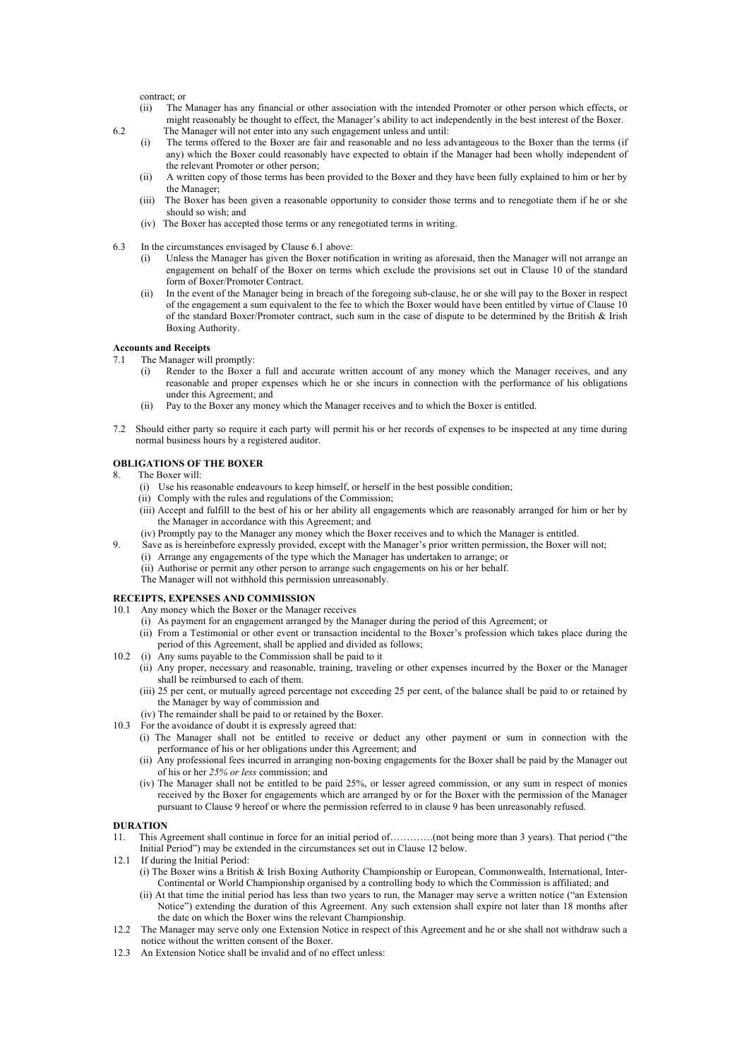contract; or

(ii) The Manager has any financial or other association with the intended Promoter or other person which effects, or might reasonably be thought to effect, the Manager's ability to act independently in the best interest of the Boxer.

6.2 The Manager will not enter into any such engagement unless and until:

(i) The terms offered to the Boxer are fair and reasonable and no less advantageous to the Boxer than the terms (if any) which the Boxer could reasonably have expected to obtain if the Manager had been wholly independent of the relevant Promoter or other person;

(ii) A written copy of those terms has been provided to the Boxer and they have been fully explained to him or her by the Manager;

(iii) The Boxer has been given a reasonable opportunity to consider those terms and to renegotiate them if he or she should so wish; and

(iv) The Boxer has accepted those terms or any renegotiated terms in writing.

6.3 In the circumstances envisaged by Clause 6.1 above:

(i) Unless the Manager has given the Boxer notification in writing as aforesaid, then the Manager will not arrange an engagement on behalf of the Boxer on terms which exclude the provisions set out in Clause 10 of the standard form of Boxer/Promoter Contract.

(ii) In the event of the Manager being in breach of the foregoing sub-clause, he or she will pay to the Boxer in respect of the engagement a sum equivalent to the fee to which the Boxer would have been entitled by virtue of Clause 10 of the standard Boxer/Promoter contract, such sum in the case of dispute to be determined by the British & Irish Boxing Authority.

**Accounts and Receipts**

7.1 The Manager will promptly:

(i) Render to the Boxer a full and accurate written account of any money which the Manager receives, and any reasonable and proper expenses which he or she incurs in connection with the performance of his obligations under this Agreement; and

(ii) Pay to the Boxer any money which the Manager receives and to which the Boxer is entitled.

7.2 Should either party so require it each party will permit his or her records of expenses to be inspected at any time during normal business hours by a registered auditor.

## OBLIGATIONS OF THE BOXER

8. The Boxer will:

(i) Use his reasonable endeavours to keep himself, or herself in the best possible condition;

(ii) Comply with the rules and regulations of the Commission;

(iii) Accept and fulfill to the best of his or her ability all engagements which are reasonably arranged for him or her by the Manager in accordance with this Agreement; and

(iv) Promptly pay to the Manager any money which the Boxer receives and to which the Manager is entitled.

9. Save as is hereinbefore expressly provided, except with the Manager's prior written permission, the Boxer will not;

(i) Arrange any engagements of the type which the Manager has undertaken to arrange; or

(ii) Authorise or permit any other person to arrange such engagements on his or her behalf.

The Manager will not withhold this permission unreasonably.

## RECEIPTS, EXPENSES AND COMMISSION

10.1 Any money which the Boxer or the Manager receives

(i) As payment for an engagement arranged by the Manager during the period of this Agreement; or

(ii) From a Testimonial or other event or transaction incidental to the Boxer's profession which takes place during the period of this Agreement, shall be applied and divided as follows;

10.2 (i) Any sums payable to the Commission shall be paid to it

(ii) Any proper, necessary and reasonable, training, traveling or other expenses incurred by the Boxer or the Manager shall be reimbursed to each of them.

(iii) 25 per cent, or mutually agreed percentage not exceeding 25 per cent, of the balance shall be paid to or retained by the Manager by way of commission and

(iv) The remainder shall be paid to or retained by the Boxer.

10.3 For the avoidance of doubt it is expressly agreed that:

(i) The Manager shall not be entitled to receive or deduct any other payment or sum in connection with the performance of his or her obligations under this Agreement; and

(ii) Any professional fees incurred in arranging non-boxing engagements for the Boxer shall be paid by the Manager out of his or her *25% or less* commission; and

(iv) The Manager shall not be entitled to be paid 25%, or lesser agreed commission, or any sum in respect of monies received by the Boxer for engagements which are arranged by or for the Boxer with the permission of the Manager pursuant to Clause 9 hereof or where the permission referred to in clause 9 has been unreasonably refused.

## DURATION

11. This Agreement shall continue in force for an initial period of………….(not being more than 3 years). That period ("the Initial Period") may be extended in the circumstances set out in Clause 12 below.

12.1 If during the Initial Period:

(i) The Boxer wins a British & Irish Boxing Authority Championship or European, Commonwealth, International, Inter-Continental or World Championship organised by a controlling body to which the Commission is affiliated; and

(ii) At that time the initial period has less than two years to run, the Manager may serve a written notice ("an Extension Notice") extending the duration of this Agreement. Any such extension shall expire not later than 18 months after the date on which the Boxer wins the relevant Championship.

12.2 The Manager may serve only one Extension Notice in respect of this Agreement and he or she shall not withdraw such a notice without the written consent of the Boxer.

12.3 An Extension Notice shall be invalid and of no effect unless: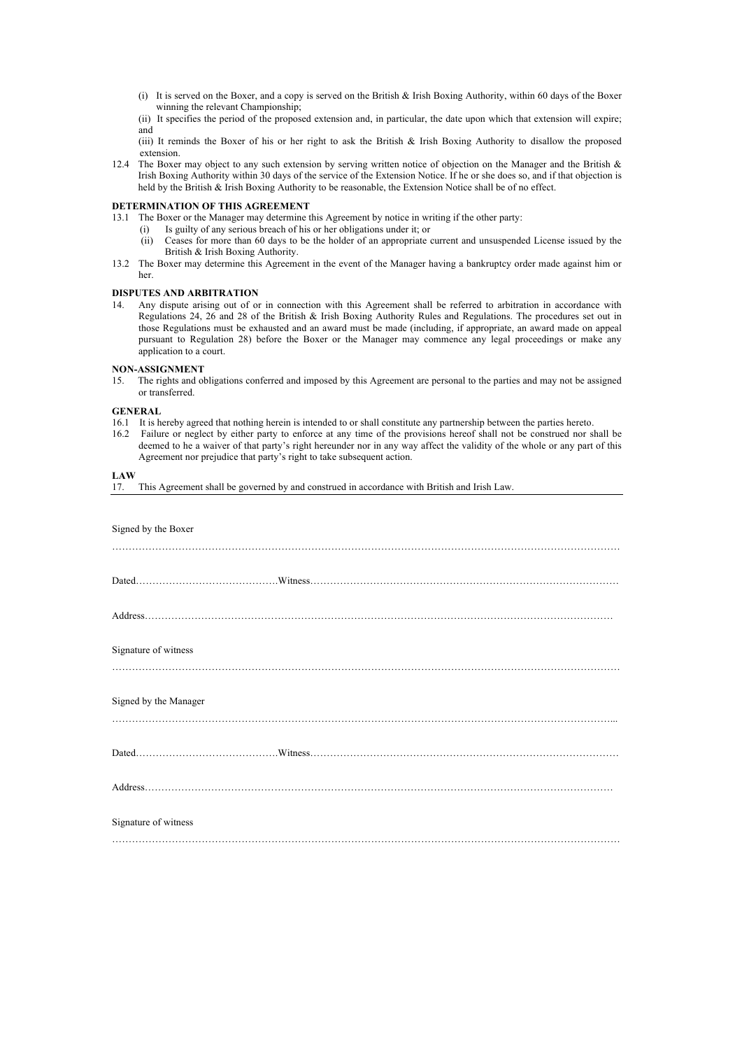(i) It is served on the Boxer, and a copy is served on the British & Irish Boxing Authority, within 60 days of the Boxer winning the relevant Championship;

(ii) It specifies the period of the proposed extension and, in particular, the date upon which that extension will expire; and

(iii) It reminds the Boxer of his or her right to ask the British & Irish Boxing Authority to disallow the proposed extension.

12.4 The Boxer may object to any such extension by serving written notice of objection on the Manager and the British & Irish Boxing Authority within 30 days of the service of the Extension Notice. If he or she does so, and if that objection is held by the British & Irish Boxing Authority to be reasonable, the Extension Notice shall be of no effect.

**DETERMINATION OF THIS AGREEMENT**

13.1 The Boxer or the Manager may determine this Agreement by notice in writing if the other party:

- (i) Is guilty of any serious breach of his or her obligations under it; or
- (ii) Ceases for more than 60 days to be the holder of an appropriate current and unsuspended License issued by the British & Irish Boxing Authority.

13.2 The Boxer may determine this Agreement in the event of the Manager having a bankruptcy order made against him or her.

**DISPUTES AND ARBITRATION**

14. Any dispute arising out of or in connection with this Agreement shall be referred to arbitration in accordance with Regulations 24, 26 and 28 of the British & Irish Boxing Authority Rules and Regulations. The procedures set out in those Regulations must be exhausted and an award must be made (including, if appropriate, an award made on appeal pursuant to Regulation 28) before the Boxer or the Manager may commence any legal proceedings or make any application to a court.

**NON-ASSIGNMENT**

15. The rights and obligations conferred and imposed by this Agreement are personal to the parties and may not be assigned or transferred.

**GENERAL**

16.1 It is hereby agreed that nothing herein is intended to or shall constitute any partnership between the parties hereto.

16.2 Failure or neglect by either party to enforce at any time of the provisions hereof shall not be construed nor shall be deemed to he a waiver of that party's right hereunder nor in any way affect the validity of the whole or any part of this Agreement nor prejudice that party's right to take subsequent action.

**LAW**

17. This Agreement shall be governed by and construed in accordance with British and Irish Law.

---

Signed by the Boxer

…………………………………………………………………………………………………………………………………

Dated……………………………………Witness……………………………………………………………………………

Address……………………………………………………………………………………………………………………

Signature of witness

…………………………………………………………………………………………………………………………………

Signed by the Manager

…………………………………………………………………………………………………………………………………

Dated……………………………………Witness……………………………………………………………………………

Address……………………………………………………………………………………………………………………

Signature of witness

…………………………………………………………………………………………………………………………………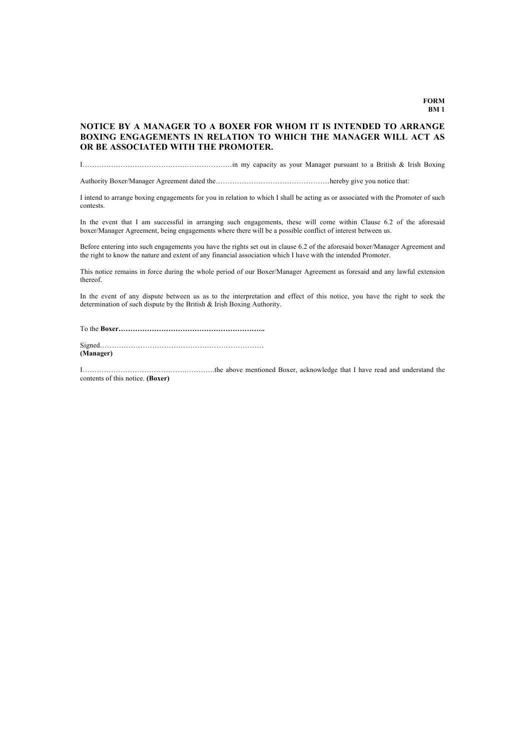**FORM**
**BM 1**

## NOTICE BY A MANAGER TO A BOXER FOR WHOM IT IS INTENDED TO ARRANGE BOXING ENGAGEMENTS IN RELATION TO WHICH THE MANAGER WILL ACT AS OR BE ASSOCIATED WITH THE PROMOTER.

I………………………………………………………in my capacity as your Manager pursuant to a British & Irish Boxing Authority Boxer/Manager Agreement dated the………………………………………hereby give you notice that:

I intend to arrange boxing engagements for you in relation to which I shall be acting as or associated with the Promoter of such contests.

In the event that I am successful in arranging such engagements, these will come within Clause 6.2 of the aforesaid boxer/Manager Agreement, being engagements where there will be a possible conflict of interest between us.

Before entering into such engagements you have the rights set out in clause 6.2 of the aforesaid boxer/Manager Agreement and the right to know the nature and extent of any financial association which I have with the intended Promoter.

This notice remains in force during the whole period of our Boxer/Manager Agreement as foresaid and any lawful extension thereof.

In the event of any dispute between us as to the interpretation and effect of this notice, you have the right to seek the determination of such dispute by the British & Irish Boxing Authority.

To the **Boxer……………………………………………………..**

Signed……………………………………………………………
**(Manager)**

I…………………………………….………….the above mentioned Boxer, acknowledge that I have read and understand the contents of this notice. **(Boxer)**